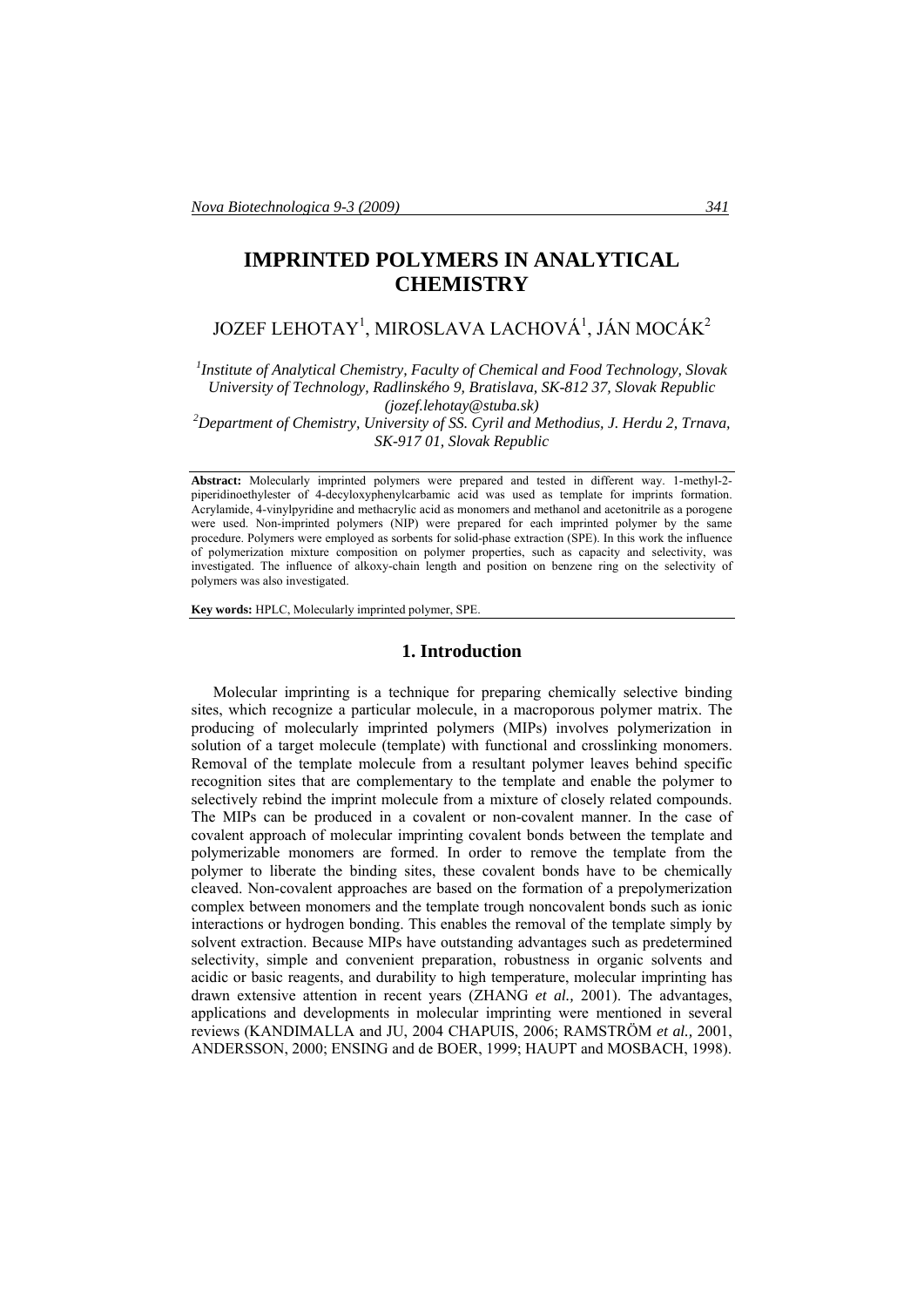# IMPRINTED POLYMERS IN ANALYTICAL CHEMISTRY

JOZEF LEHOTAY[1], MIROSLAVA LACHOVÁ[1], JÁN MOCÁK[2]

[1] *Institute of Analytical Chemistry, Faculty of Chemical and Food Technology, Slovak University of Technology, Radlinského 9, Bratislava, SK-812 37, Slovak Republic (jozef.lehotay@stuba.sk)*

[2] *Department of Chemistry, University of SS. Cyril and Methodius, J. Herdu 2, Trnava, SK-917 01, Slovak Republic*

**Abstract:** Molecularly imprinted polymers were prepared and tested in different way. 1-methyl-2-piperidinoethylester of 4-decyloxyphenylcarbamic acid was used as template for imprints formation. Acrylamide, 4-vinylpyridine and methacrylic acid as monomers and methanol and acetonitrile as a porogene were used. Non-imprinted polymers (NIP) were prepared for each imprinted polymer by the same procedure. Polymers were employed as sorbents for solid-phase extraction (SPE). In this work the influence of polymerization mixture composition on polymer properties, such as capacity and selectivity, was investigated. The influence of alkoxy-chain length and position on benzene ring on the selectivity of polymers was also investigated.

**Key words:** HPLC, Molecularly imprinted polymer, SPE.

## 1. Introduction

Molecular imprinting is a technique for preparing chemically selective binding sites, which recognize a particular molecule, in a macroporous polymer matrix. The producing of molecularly imprinted polymers (MIPs) involves polymerization in solution of a target molecule (template) with functional and crosslinking monomers. Removal of the template molecule from a resultant polymer leaves behind specific recognition sites that are complementary to the template and enable the polymer to selectively rebind the imprint molecule from a mixture of closely related compounds. The MIPs can be produced in a covalent or non-covalent manner. In the case of covalent approach of molecular imprinting covalent bonds between the template and polymerizable monomers are formed. In order to remove the template from the polymer to liberate the binding sites, these covalent bonds have to be chemically cleaved. Non-covalent approaches are based on the formation of a prepolymerization complex between monomers and the template trough noncovalent bonds such as ionic interactions or hydrogen bonding. This enables the removal of the template simply by solvent extraction. Because MIPs have outstanding advantages such as predetermined selectivity, simple and convenient preparation, robustness in organic solvents and acidic or basic reagents, and durability to high temperature, molecular imprinting has drawn extensive attention in recent years (ZHANG *et al.,* 2001). The advantages, applications and developments in molecular imprinting were mentioned in several reviews (KANDIMALLA and JU, 2004 CHAPUIS, 2006; RAMSTRÖM *et al.,* 2001, ANDERSSON, 2000; ENSING and de BOER, 1999; HAUPT and MOSBACH, 1998).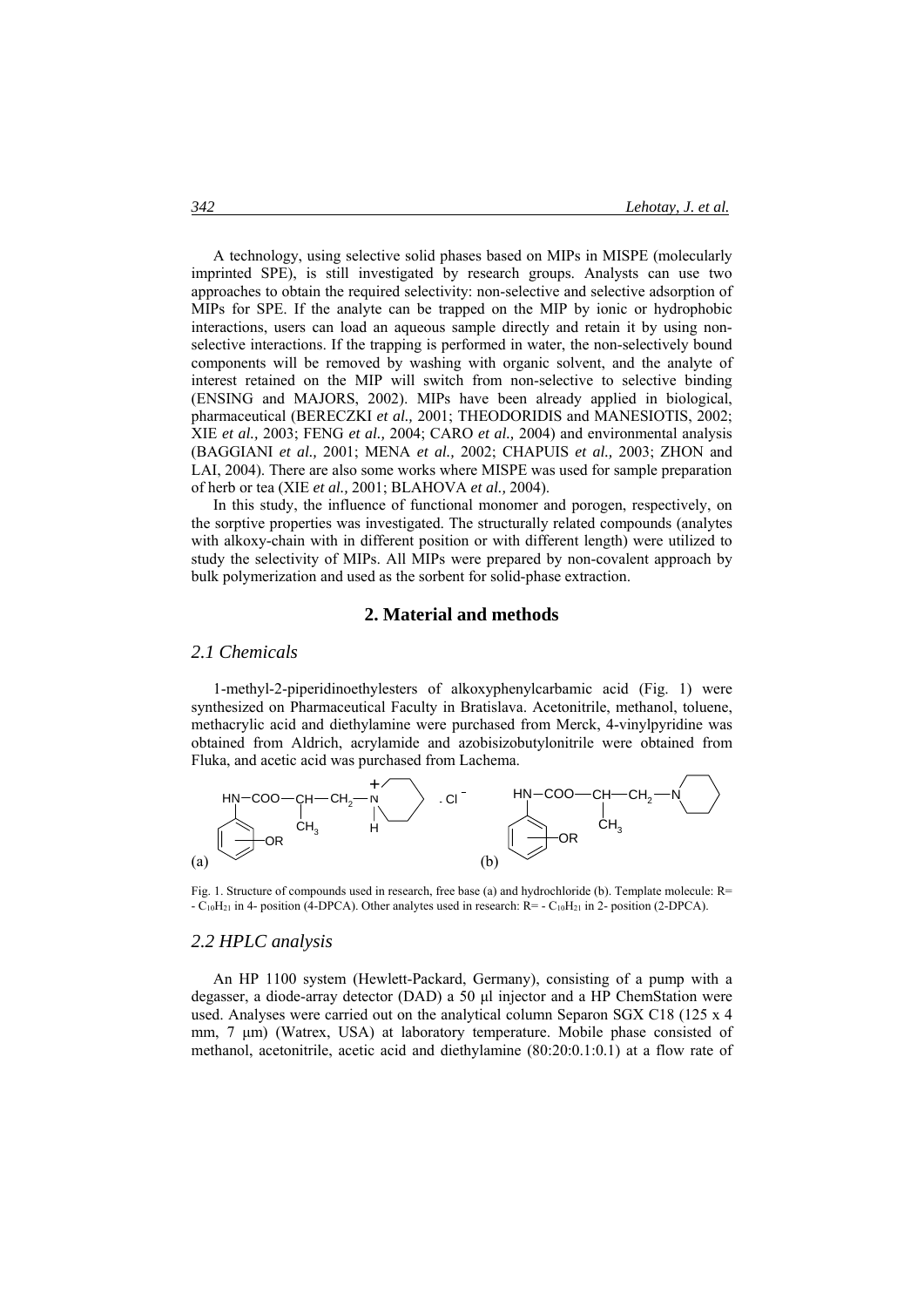A technology, using selective solid phases based on MIPs in MISPE (molecularly imprinted SPE), is still investigated by research groups. Analysts can use two approaches to obtain the required selectivity: non-selective and selective adsorption of MIPs for SPE. If the analyte can be trapped on the MIP by ionic or hydrophobic interactions, users can load an aqueous sample directly and retain it by using non-selective interactions. If the trapping is performed in water, the non-selectively bound components will be removed by washing with organic solvent, and the analyte of interest retained on the MIP will switch from non-selective to selective binding (ENSING and MAJORS, 2002). MIPs have been already applied in biological, pharmaceutical (BERECZKI *et al.,* 2001; THEODORIDIS and MANESIOTIS, 2002; XIE *et al.,* 2003; FENG *et al.,* 2004; CARO *et al.,* 2004) and environmental analysis (BAGGIANI *et al.,* 2001; MENA *et al.,* 2002; CHAPUIS *et al.,* 2003; ZHON and LAI, 2004). There are also some works where MISPE was used for sample preparation of herb or tea (XIE *et al.,* 2001; BLAHOVA *et al.,* 2004).

In this study, the influence of functional monomer and porogen, respectively, on the sorptive properties was investigated. The structurally related compounds (analytes with alkoxy-chain with in different position or with different length) were utilized to study the selectivity of MIPs. All MIPs were prepared by non-covalent approach by bulk polymerization and used as the sorbent for solid-phase extraction.

## 2. Material and methods

### 2.1 Chemicals

1-methyl-2-piperidinoethylesters of alkoxyphenylcarbamic acid (Fig. 1) were synthesized on Pharmaceutical Faculty in Bratislava. Acetonitrile, methanol, toluene, methacrylic acid and diethylamine were purchased from Merck, 4-vinylpyridine was obtained from Aldrich, acrylamide and azobisizobutylonitrile were obtained from Fluka, and acetic acid was purchased from Lachema.

Fig. 1. Structure of compounds used in research, free base (a) and hydrochloride (b). Template molecule: R= - $C_{10}H_{21}$ in 4- position (4-DPCA). Other analytes used in research: R= - $C_{10}H_{21}$ in 2- position (2-DPCA).

### 2.2 HPLC analysis

An HP 1100 system (Hewlett-Packard, Germany), consisting of a pump with a degasser, a diode-array detector (DAD) a 50 µl injector and a HP ChemStation were used. Analyses were carried out on the analytical column Separon SGX C18 (125 x 4 mm, 7 µm) (Watrex, USA) at laboratory temperature. Mobile phase consisted of methanol, acetonitrile, acetic acid and diethylamine (80:20:0.1:0.1) at a flow rate of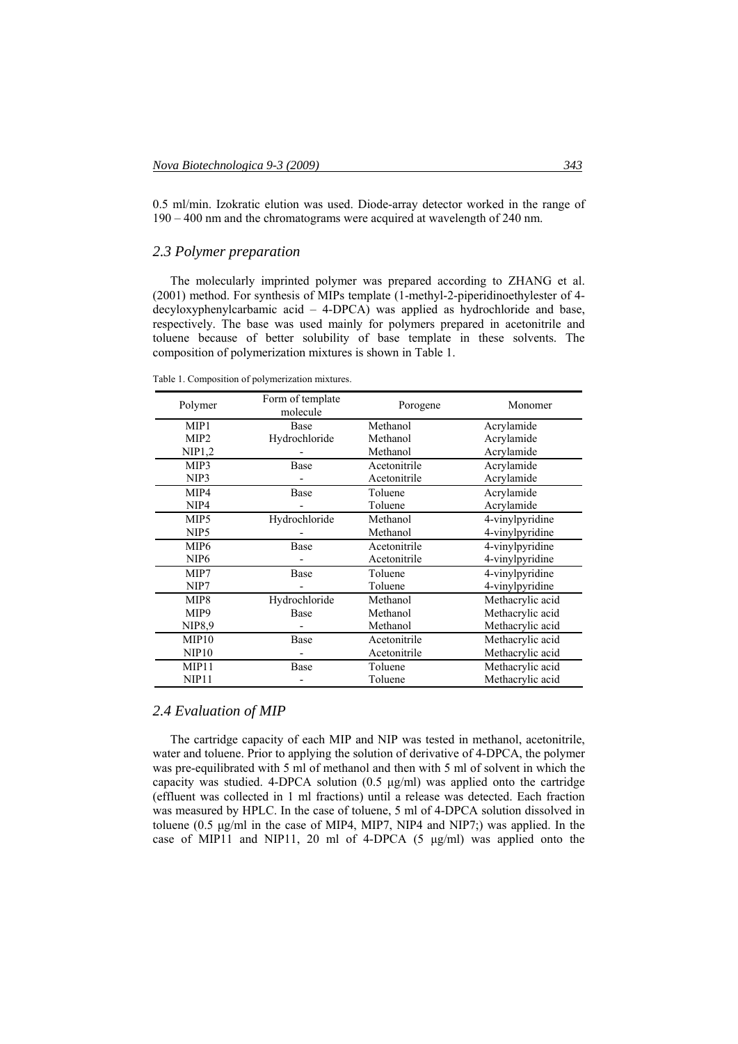0.5 ml/min. Izokratic elution was used. Diode-array detector worked in the range of 190 – 400 nm and the chromatograms were acquired at wavelength of 240 nm.

## *2.3 Polymer preparation*

The molecularly imprinted polymer was prepared according to ZHANG et al. (2001) method. For synthesis of MIPs template (1-methyl-2-piperidinoethylester of 4-decyloxyphenylcarbamic acid – 4-DPCA) was applied as hydrochloride and base, respectively. The base was used mainly for polymers prepared in acetonitrile and toluene because of better solubility of base template in these solvents. The composition of polymerization mixtures is shown in Table 1.

Table 1. Composition of polymerization mixtures.

| Polymer | Form of template molecule | Porogene | Monomer |
|---|---|---|---|
| MIP1 | Base | Methanol | Acrylamide |
| MIP2 | Hydrochloride | Methanol | Acrylamide |
| NIP1,2 | - | Methanol | Acrylamide |
| MIP3 | Base | Acetonitrile | Acrylamide |
| NIP3 | - | Acetonitrile | Acrylamide |
| MIP4 | Base | Toluene | Acrylamide |
| NIP4 | - | Toluene | Acrylamide |
| MIP5 | Hydrochloride | Methanol | 4-vinylpyridine |
| NIP5 | - | Methanol | 4-vinylpyridine |
| MIP6 | Base | Acetonitrile | 4-vinylpyridine |
| NIP6 | - | Acetonitrile | 4-vinylpyridine |
| MIP7 | Base | Toluene | 4-vinylpyridine |
| NIP7 | - | Toluene | 4-vinylpyridine |
| MIP8 | Hydrochloride | Methanol | Methacrylic acid |
| MIP9 | Base | Methanol | Methacrylic acid |
| NIP8,9 | - | Methanol | Methacrylic acid |
| MIP10 | Base | Acetonitrile | Methacrylic acid |
| NIP10 | - | Acetonitrile | Methacrylic acid |
| MIP11 | Base | Toluene | Methacrylic acid |
| NIP11 | - | Toluene | Methacrylic acid |

## *2.4 Evaluation of MIP*

The cartridge capacity of each MIP and NIP was tested in methanol, acetonitrile, water and toluene. Prior to applying the solution of derivative of 4-DPCA, the polymer was pre-equilibrated with 5 ml of methanol and then with 5 ml of solvent in which the capacity was studied. 4-DPCA solution (0.5 μg/ml) was applied onto the cartridge (effluent was collected in 1 ml fractions) until a release was detected. Each fraction was measured by HPLC. In the case of toluene, 5 ml of 4-DPCA solution dissolved in toluene (0.5 μg/ml in the case of MIP4, MIP7, NIP4 and NIP7;) was applied. In the case of MIP11 and NIP11, 20 ml of 4-DPCA (5 μg/ml) was applied onto the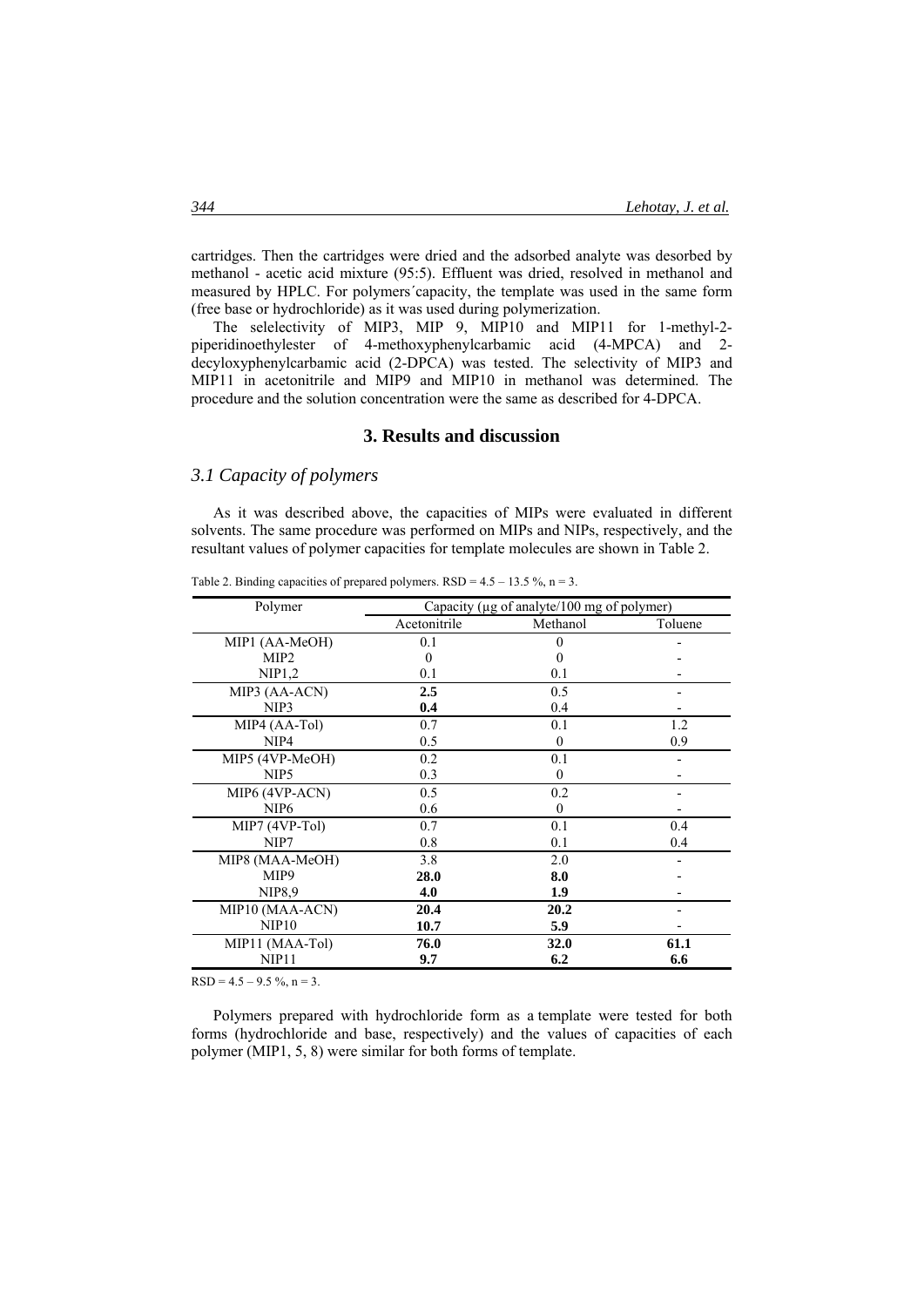cartridges. Then the cartridges were dried and the adsorbed analyte was desorbed by methanol - acetic acid mixture (95:5). Effluent was dried, resolved in methanol and measured by HPLC. For polymers´capacity, the template was used in the same form (free base or hydrochloride) as it was used during polymerization.

The selelectivity of MIP3, MIP 9, MIP10 and MIP11 for 1-methyl-2-piperidinoethylester of 4-methoxyphenylcarbamic acid (4-MPCA) and 2-decyloxyphenylcarbamic acid (2-DPCA) was tested. The selectivity of MIP3 and MIP11 in acetonitrile and MIP9 and MIP10 in methanol was determined. The procedure and the solution concentration were the same as described for 4-DPCA.

## 3. Results and discussion

### *3.1 Capacity of polymers*

As it was described above, the capacities of MIPs were evaluated in different solvents. The same procedure was performed on MIPs and NIPs, respectively, and the resultant values of polymer capacities for template molecules are shown in Table 2.

Table 2. Binding capacities of prepared polymers. RSD = 4.5 – 13.5 %, n = 3.

| Polymer | Capacity (μg of analyte/100 mg of polymer) | | |
|---|---|---|---|
| | Acetonitrile | Methanol | Toluene |
| MIP1 (AA-MeOH) | 0.1 | 0 | - |
| MIP2 | 0 | 0 | - |
| NIP1,2 | 0.1 | 0.1 | - |
| MIP3 (AA-ACN) | **2.5** | 0.5 | - |
| NIP3 | **0.4** | 0.4 | - |
| MIP4 (AA-Tol) | 0.7 | 0.1 | 1.2 |
| NIP4 | 0.5 | 0 | 0.9 |
| MIP5 (4VP-MeOH) | 0.2 | 0.1 | - |
| NIP5 | 0.3 | 0 | - |
| MIP6 (4VP-ACN) | 0.5 | 0.2 | - |
| NIP6 | 0.6 | 0 | - |
| MIP7 (4VP-Tol) | 0.7 | 0.1 | 0.4 |
| NIP7 | 0.8 | 0.1 | 0.4 |
| MIP8 (MAA-MeOH) | 3.8 | 2.0 | - |
| MIP9 | **28.0** | **8.0** | - |
| NIP8,9 | **4.0** | **1.9** | - |
| MIP10 (MAA-ACN) | **20.4** | **20.2** | - |
| NIP10 | **10.7** | **5.9** | - |
| MIP11 (MAA-Tol) | **76.0** | **32.0** | **61.1** |
| NIP11 | **9.7** | **6.2** | **6.6** |

RSD = 4.5 – 9.5 %, n = 3.

Polymers prepared with hydrochloride form as a template were tested for both forms (hydrochloride and base, respectively) and the values of capacities of each polymer (MIP1, 5, 8) were similar for both forms of template.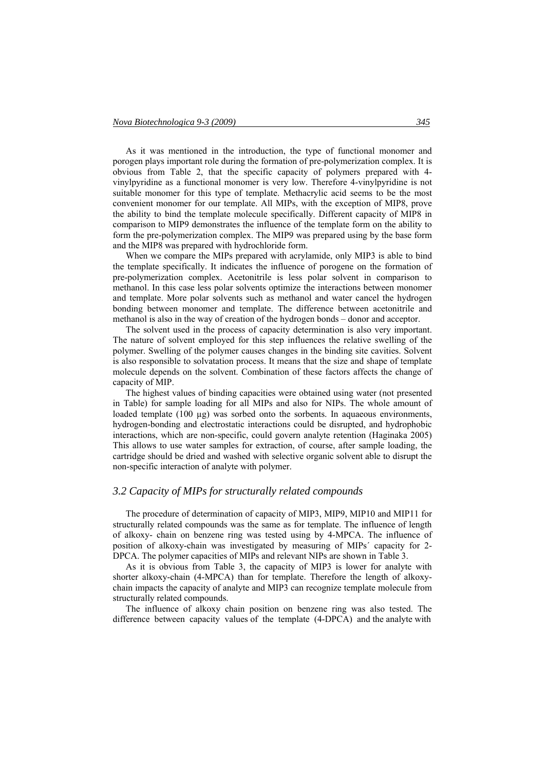As it was mentioned in the introduction, the type of functional monomer and porogen plays important role during the formation of pre-polymerization complex. It is obvious from Table 2, that the specific capacity of polymers prepared with 4-vinylpyridine as a functional monomer is very low. Therefore 4-vinylpyridine is not suitable monomer for this type of template. Methacrylic acid seems to be the most convenient monomer for our template. All MIPs, with the exception of MIP8, prove the ability to bind the template molecule specifically. Different capacity of MIP8 in comparison to MIP9 demonstrates the influence of the template form on the ability to form the pre-polymerization complex. The MIP9 was prepared using by the base form and the MIP8 was prepared with hydrochloride form.

When we compare the MIPs prepared with acrylamide, only MIP3 is able to bind the template specifically. It indicates the influence of porogene on the formation of pre-polymerization complex. Acetonitrile is less polar solvent in comparison to methanol. In this case less polar solvents optimize the interactions between monomer and template. More polar solvents such as methanol and water cancel the hydrogen bonding between monomer and template. The difference between acetonitrile and methanol is also in the way of creation of the hydrogen bonds – donor and acceptor.

The solvent used in the process of capacity determination is also very important. The nature of solvent employed for this step influences the relative swelling of the polymer. Swelling of the polymer causes changes in the binding site cavities. Solvent is also responsible to solvatation process. It means that the size and shape of template molecule depends on the solvent. Combination of these factors affects the change of capacity of MIP.

The highest values of binding capacities were obtained using water (not presented in Table) for sample loading for all MIPs and also for NIPs. The whole amount of loaded template (100 µg) was sorbed onto the sorbents. In aquaeous environments, hydrogen-bonding and electrostatic interactions could be disrupted, and hydrophobic interactions, which are non-specific, could govern analyte retention (Haginaka 2005) This allows to use water samples for extraction, of course, after sample loading, the cartridge should be dried and washed with selective organic solvent able to disrupt the non-specific interaction of analyte with polymer.

### *3.2 Capacity of MIPs for structurally related compounds*

The procedure of determination of capacity of MIP3, MIP9, MIP10 and MIP11 for structurally related compounds was the same as for template. The influence of length of alkoxy- chain on benzene ring was tested using by 4-MPCA. The influence of position of alkoxy-chain was investigated by measuring of MIPs´ capacity for 2-DPCA. The polymer capacities of MIPs and relevant NIPs are shown in Table 3.

As it is obvious from Table 3, the capacity of MIP3 is lower for analyte with shorter alkoxy-chain (4-MPCA) than for template. Therefore the length of alkoxy-chain impacts the capacity of analyte and MIP3 can recognize template molecule from structurally related compounds.

The influence of alkoxy chain position on benzene ring was also tested. The difference between capacity values of the template (4-DPCA) and the analyte with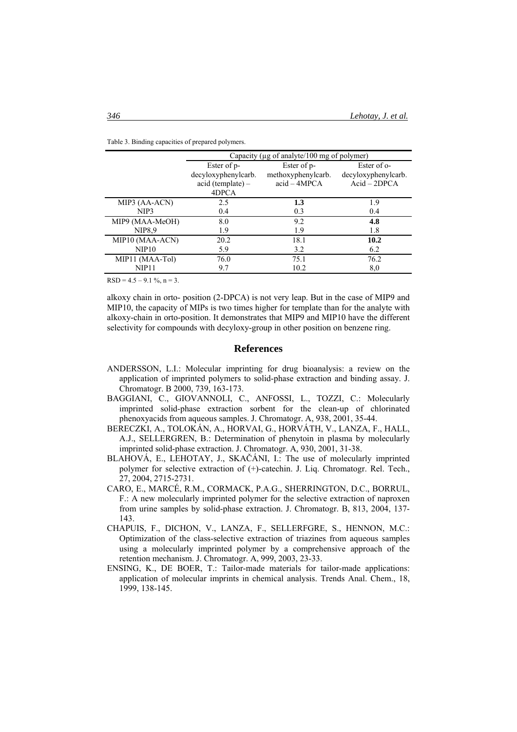Table 3. Binding capacities of prepared polymers.

| | Capacity (μg of analyte/100 mg of polymer) | | |
|---|---|---|---|
| | Ester of p-decyloxyphenylcarb. acid (template) – 4DPCA | Ester of p-methoxyphenylcarb. acid – 4MPCA | Ester of o-decyloxyphenylcarb. Acid – 2DPCA |
| MIP3 (AA-ACN) | 2.5 | **1.3** | 1.9 |
| NIP3 | 0.4 | 0.3 | 0.4 |
| MIP9 (MAA-MeOH) | 8.0 | 9.2 | **4.8** |
| NIP8,9 | 1.9 | 1.9 | 1.8 |
| MIP10 (MAA-ACN) | 20.2 | 18.1 | **10.2** |
| NIP10 | 5.9 | 3.2 | 6.2 |
| MIP11 (MAA-Tol) | 76.0 | 75.1 | 76.2 |
| NIP11 | 9.7 | 10.2 | 8,0 |

RSD = 4.5 – 9.1 %, n = 3.

alkoxy chain in orto- position (2-DPCA) is not very leap. But in the case of MIP9 and MIP10, the capacity of MIPs is two times higher for template than for the analyte with alkoxy-chain in orto-position. It demonstrates that MIP9 and MIP10 have the different selectivity for compounds with decyloxy-group in other position on benzene ring.

## References

ANDERSSON, L.I.: Molecular imprinting for drug bioanalysis: a review on the application of imprinted polymers to solid-phase extraction and binding assay. J. Chromatogr. B 2000, 739, 163-173.

BAGGIANI, C., GIOVANNOLI, C., ANFOSSI, L., TOZZI, C.: Molecularly imprinted solid-phase extraction sorbent for the clean-up of chlorinated phenoxyacids from aqueous samples. J. Chromatogr. A, 938, 2001, 35-44.

BERECZKI, A., TOLOKÁN, A., HORVAI, G., HORVÁTH, V., LANZA, F., HALL, A.J., SELLERGREN, B.: Determination of phenytoin in plasma by molecularly imprinted solid-phase extraction. J. Chromatogr. A, 930, 2001, 31-38.

BLAHOVÁ, E., LEHOTAY, J., SKAČÁNI, I.: The use of molecularly imprinted polymer for selective extraction of (+)-catechin. J. Liq. Chromatogr. Rel. Tech., 27, 2004, 2715-2731.

CARO, E., MARCÉ, R.M., CORMACK, P.A.G., SHERRINGTON, D.C., BORRUL, F.: A new molecularly imprinted polymer for the selective extraction of naproxen from urine samples by solid-phase extraction. J. Chromatogr. B, 813, 2004, 137-143.

CHAPUIS, F., DICHON, V., LANZA, F., SELLERFGRE, S., HENNON, M.C.: Optimization of the class-selective extraction of triazines from aqueous samples using a molecularly imprinted polymer by a comprehensive approach of the retention mechanism. J. Chromatogr. A, 999, 2003, 23-33.

ENSING, K., DE BOER, T.: Tailor-made materials for tailor-made applications: application of molecular imprints in chemical analysis. Trends Anal. Chem., 18, 1999, 138-145.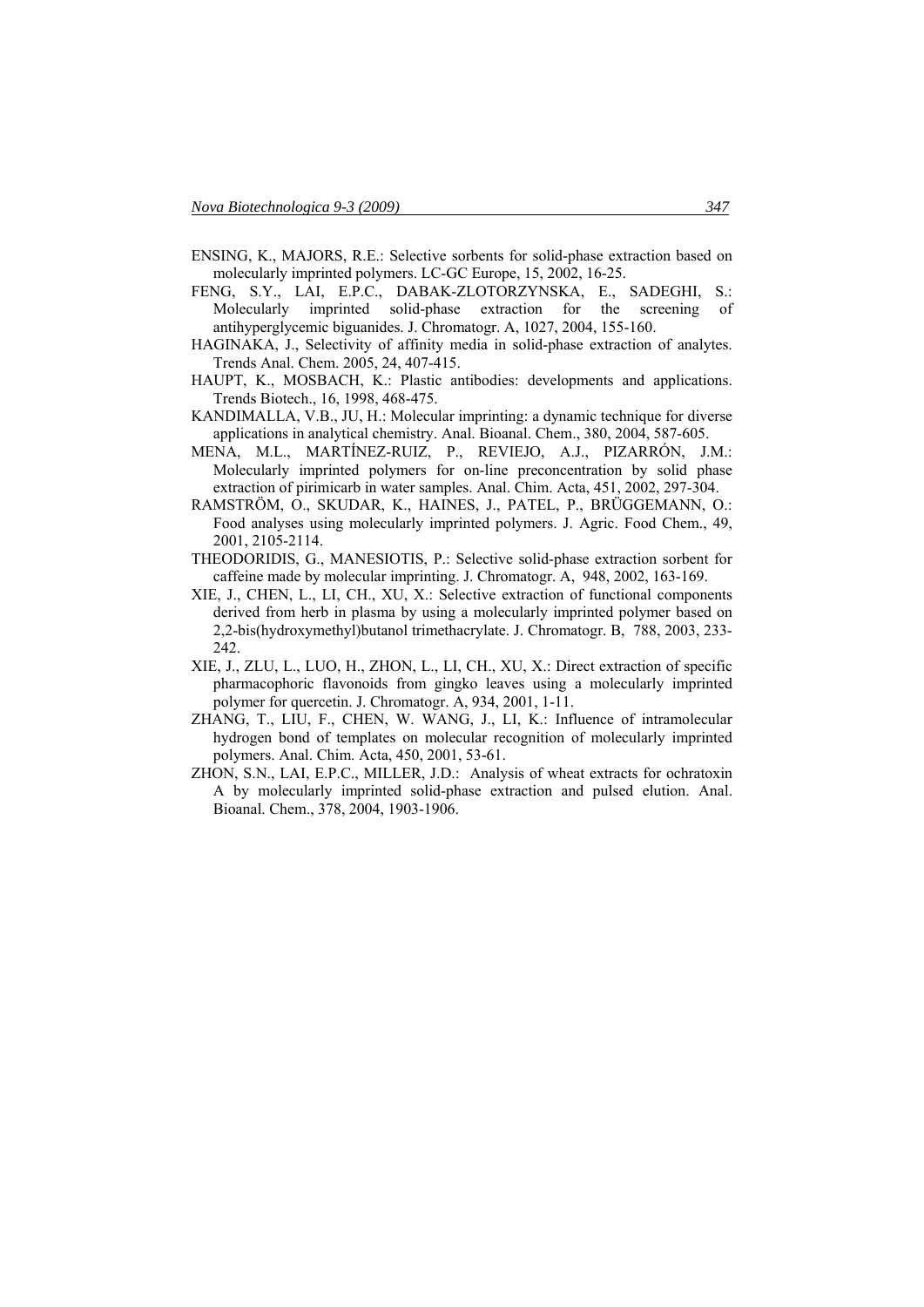ENSING, K., MAJORS, R.E.: Selective sorbents for solid-phase extraction based on molecularly imprinted polymers. LC-GC Europe, 15, 2002, 16-25.

FENG, S.Y., LAI, E.P.C., DABAK-ZLOTORZYNSKA, E., SADEGHI, S.: Molecularly imprinted solid-phase extraction for the screening of antihyperglycemic biguanides. J. Chromatogr. A, 1027, 2004, 155-160.

HAGINAKA, J., Selectivity of affinity media in solid-phase extraction of analytes. Trends Anal. Chem. 2005, 24, 407-415.

HAUPT, K., MOSBACH, K.: Plastic antibodies: developments and applications. Trends Biotech., 16, 1998, 468-475.

KANDIMALLA, V.B., JU, H.: Molecular imprinting: a dynamic technique for diverse applications in analytical chemistry. Anal. Bioanal. Chem., 380, 2004, 587-605.

MENA, M.L., MARTÍNEZ-RUIZ, P., REVIEJO, A.J., PIZARRÓN, J.M.: Molecularly imprinted polymers for on-line preconcentration by solid phase extraction of pirimicarb in water samples. Anal. Chim. Acta, 451, 2002, 297-304.

RAMSTRÖM, O., SKUDAR, K., HAINES, J., PATEL, P., BRÜGGEMANN, O.: Food analyses using molecularly imprinted polymers. J. Agric. Food Chem., 49, 2001, 2105-2114.

THEODORIDIS, G., MANESIOTIS, P.: Selective solid-phase extraction sorbent for caffeine made by molecular imprinting. J. Chromatogr. A, 948, 2002, 163-169.

XIE, J., CHEN, L., LI, CH., XU, X.: Selective extraction of functional components derived from herb in plasma by using a molecularly imprinted polymer based on 2,2-bis(hydroxymethyl)butanol trimethacrylate. J. Chromatogr. B, 788, 2003, 233-242.

XIE, J., ZLU, L., LUO, H., ZHON, L., LI, CH., XU, X.: Direct extraction of specific pharmacophoric flavonoids from gingko leaves using a molecularly imprinted polymer for quercetin. J. Chromatogr. A, 934, 2001, 1-11.

ZHANG, T., LIU, F., CHEN, W. WANG, J., LI, K.: Influence of intramolecular hydrogen bond of templates on molecular recognition of molecularly imprinted polymers. Anal. Chim. Acta, 450, 2001, 53-61.

ZHON, S.N., LAI, E.P.C., MILLER, J.D.: Analysis of wheat extracts for ochratoxin A by molecularly imprinted solid-phase extraction and pulsed elution. Anal. Bioanal. Chem., 378, 2004, 1903-1906.